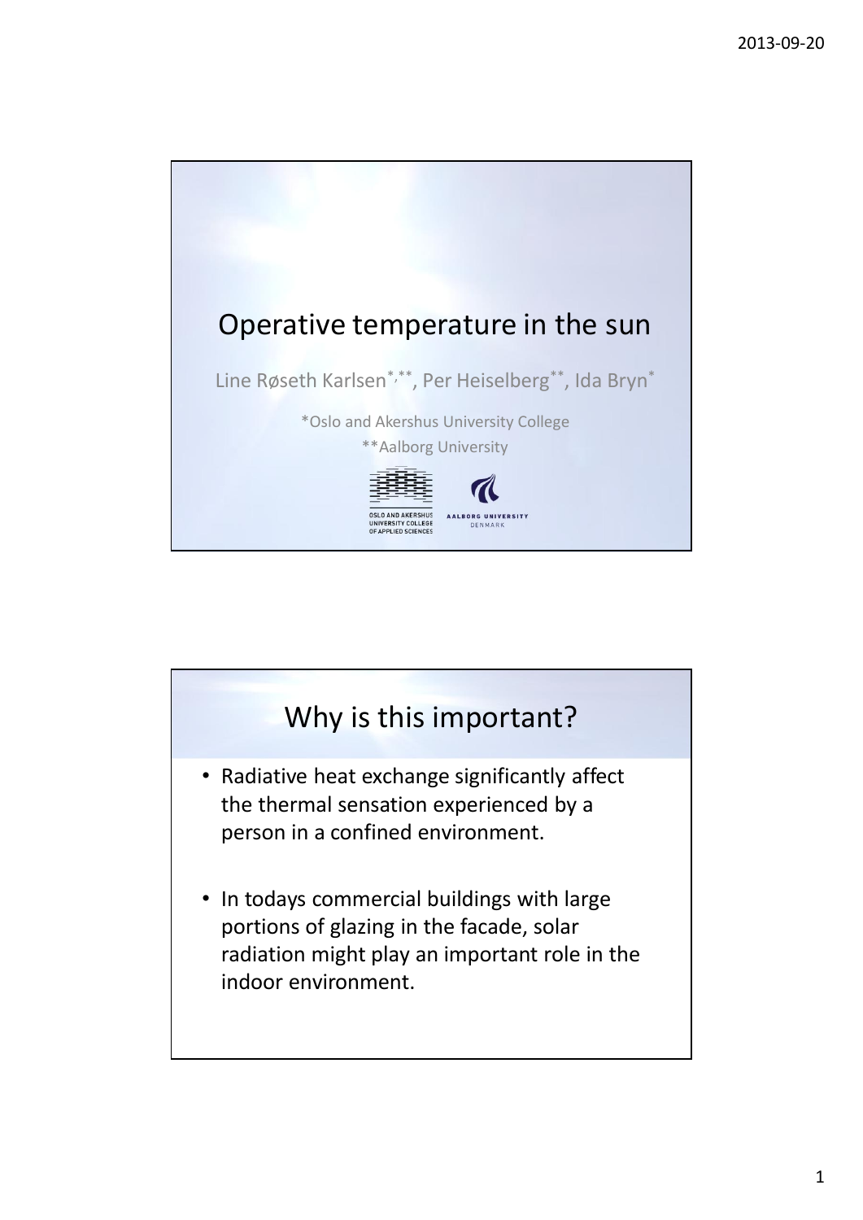# Operative temperature in the sun

Line Røseth Karlsen[*,**], Per Heiselberg[**], Ida Bryn[*]

[*]Oslo and Akershus University College

[**]Aalborg University

OSLO AND AKERSHUS UNIVERSITY COLLEGE OF APPLIED SCIENCES

AALBORG UNIVERSITY DENMARK

## Why is this important?

- Radiative heat exchange significantly affect the thermal sensation experienced by a person in a confined environment.
- In todays commercial buildings with large portions of glazing in the facade, solar radiation might play an important role in the indoor environment.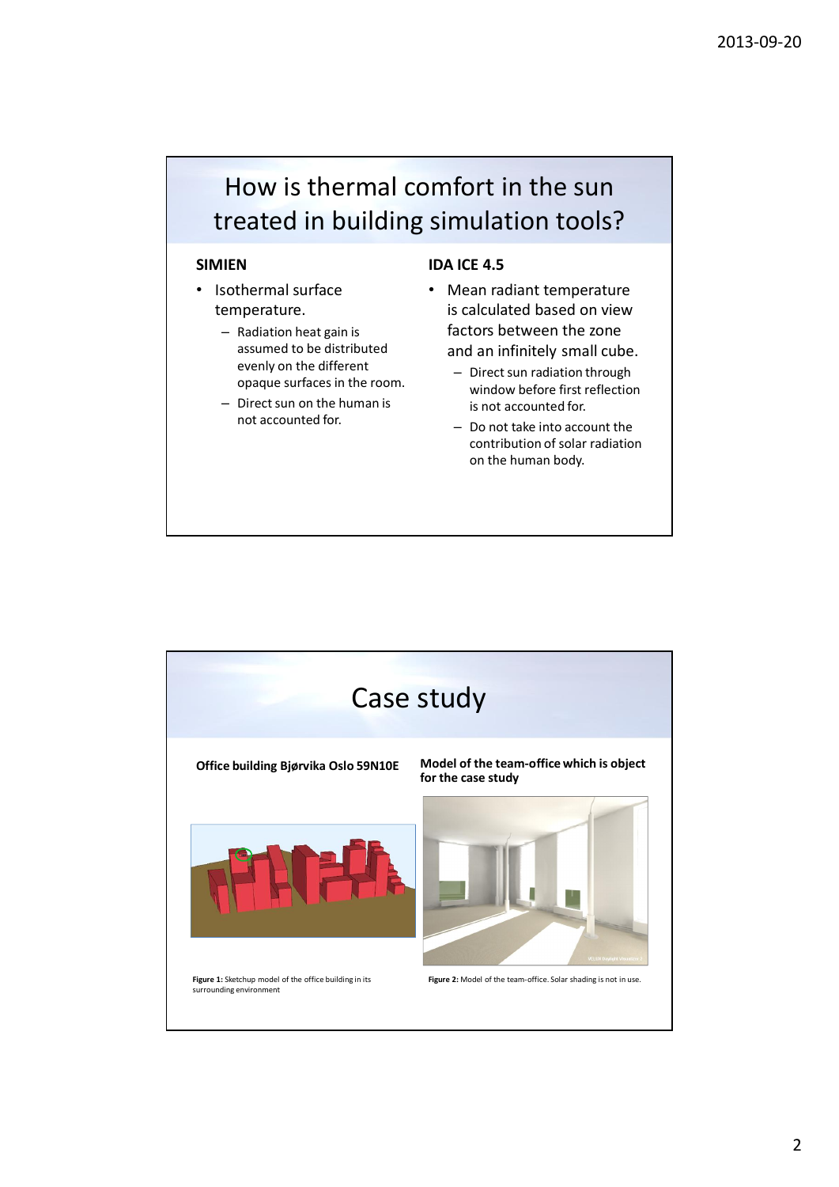## How is thermal comfort in the sun treated in building simulation tools?

**SIMIEN**

- Isothermal surface temperature.
  - Radiation heat gain is assumed to be distributed evenly on the different opaque surfaces in the room.
  - Direct sun on the human is not accounted for.

**IDA ICE 4.5**

- Mean radiant temperature is calculated based on view factors between the zone and an infinitely small cube.
  - Direct sun radiation through window before first reflection is not accounted for.
  - Do not take into account the contribution of solar radiation on the human body.

## Case study

**Office building Bjørvika Oslo 59N10E**

**Figure 1:** Sketchup model of the office building in its surrounding environment

**Model of the team-office which is object for the case study**

**Figure 2:** Model of the team-office. Solar shading is not in use.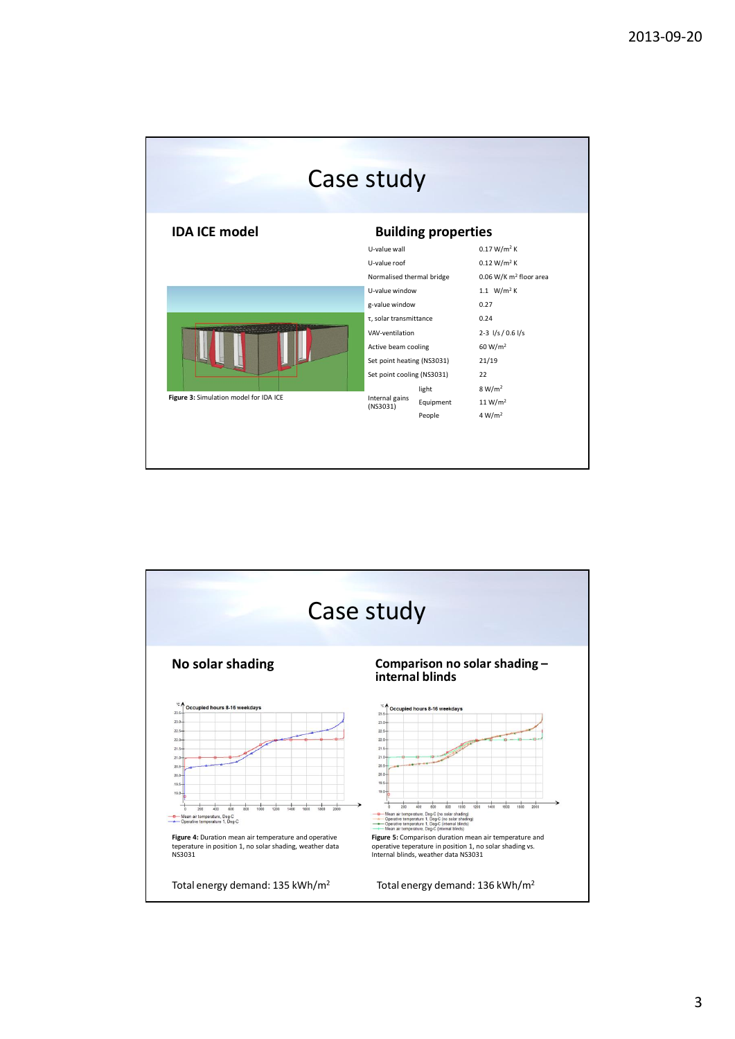# Case study

## IDA ICE model

**Figure 3:** Simulation model for IDA ICE

## Building properties

| | | |
|---|---|---|
| U-value wall | | 0.17 W/m² K |
| U-value roof | | 0.12 W/m² K |
| Normalised thermal bridge | | 0.06 W/K m² floor area |
| U-value window | | 1.1 W/m² K |
| g-value window | | 0.27 |
| τ, solar transmittance | | 0.24 |
| VAV-ventilation | | 2-3 l/s / 0.6 l/s |
| Active beam cooling | | 60 W/m² |
| Set point heating (NS3031) | | 21/19 |
| Set point cooling (NS3031) | | 22 |
| Internal gains (NS3031) | light | 8 W/m² |
| | Equipment | 11 W/m² |
| | People | 4 W/m² |

# Case study

## No solar shading

**Figure 4:** Duration mean air temperature and operative teperature in position 1, no solar shading, weather data NS3031

Total energy demand: 135 kWh/m²

## Comparison no solar shading – internal blinds

**Figure 5:** Comparison duration mean air temperature and operative teperature in position 1, no solar shading vs. Internal blinds, weather data NS3031

Total energy demand: 136 kWh/m²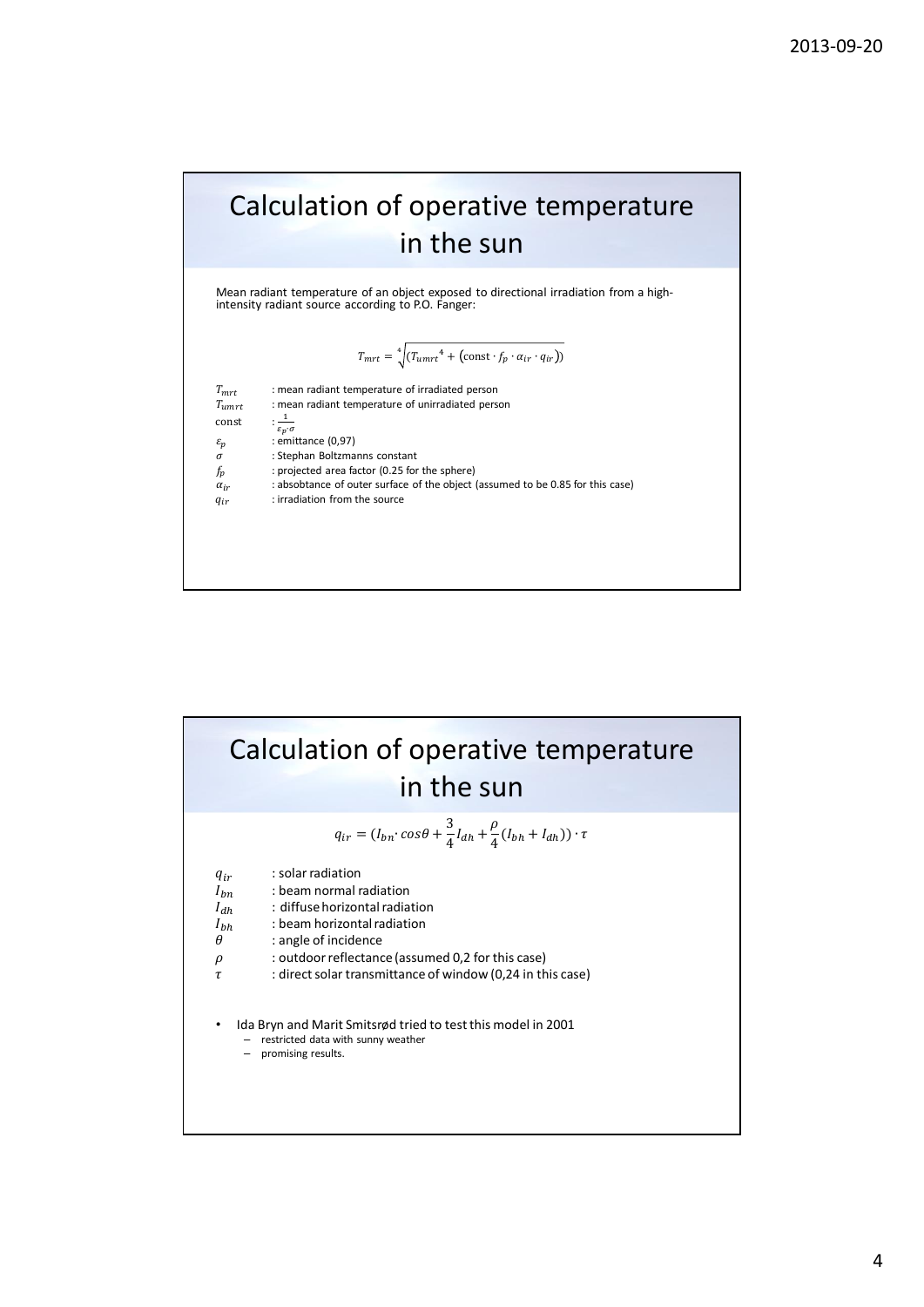# Calculation of operative temperature in the sun

Mean radiant temperature of an object exposed to directional irradiation from a high-intensity radiant source according to P.O. Fanger:

$$T_{mrt} = \sqrt[4]{\left(T_{umrt}{}^4 + \left(\text{const} \cdot f_p \cdot \alpha_{ir} \cdot q_{ir}\right)\right)}$$

| | |
|---|---|
| $T_{mrt}$ | : mean radiant temperature of irradiated person |
| $T_{umrt}$ | : mean radiant temperature of unirradiated person |
| const | : $\frac{1}{\varepsilon_p \cdot \sigma}$ |
| $\varepsilon_p$ | : emittance (0,97) |
| $\sigma$ | : Stephan Boltzmanns constant |
| $f_p$ | : projected area factor (0.25 for the sphere) |
| $\alpha_{ir}$ | : absobtance of outer surface of the object (assumed to be 0.85 for this case) |
| $q_{ir}$ | : irradiation from the source |

# Calculation of operative temperature in the sun

$$q_{ir} = (I_{bn} \cdot cos\theta + \frac{3}{4} I_{dh} + \frac{\rho}{4}(I_{bh} + I_{dh})) \cdot \tau$$

| | |
|---|---|
| $q_{ir}$ | : solar radiation |
| $I_{bn}$ | : beam normal radiation |
| $I_{dh}$ | : diffuse horizontal radiation |
| $I_{bh}$ | : beam horizontal radiation |
| $\theta$ | : angle of incidence |
| $\rho$ | : outdoor reflectance (assumed 0,2 for this case) |
| $\tau$ | : direct solar transmittance of window (0,24 in this case) |

- Ida Bryn and Marit Smitsrød tried to test this model in 2001
  - restricted data with sunny weather
  - promising results.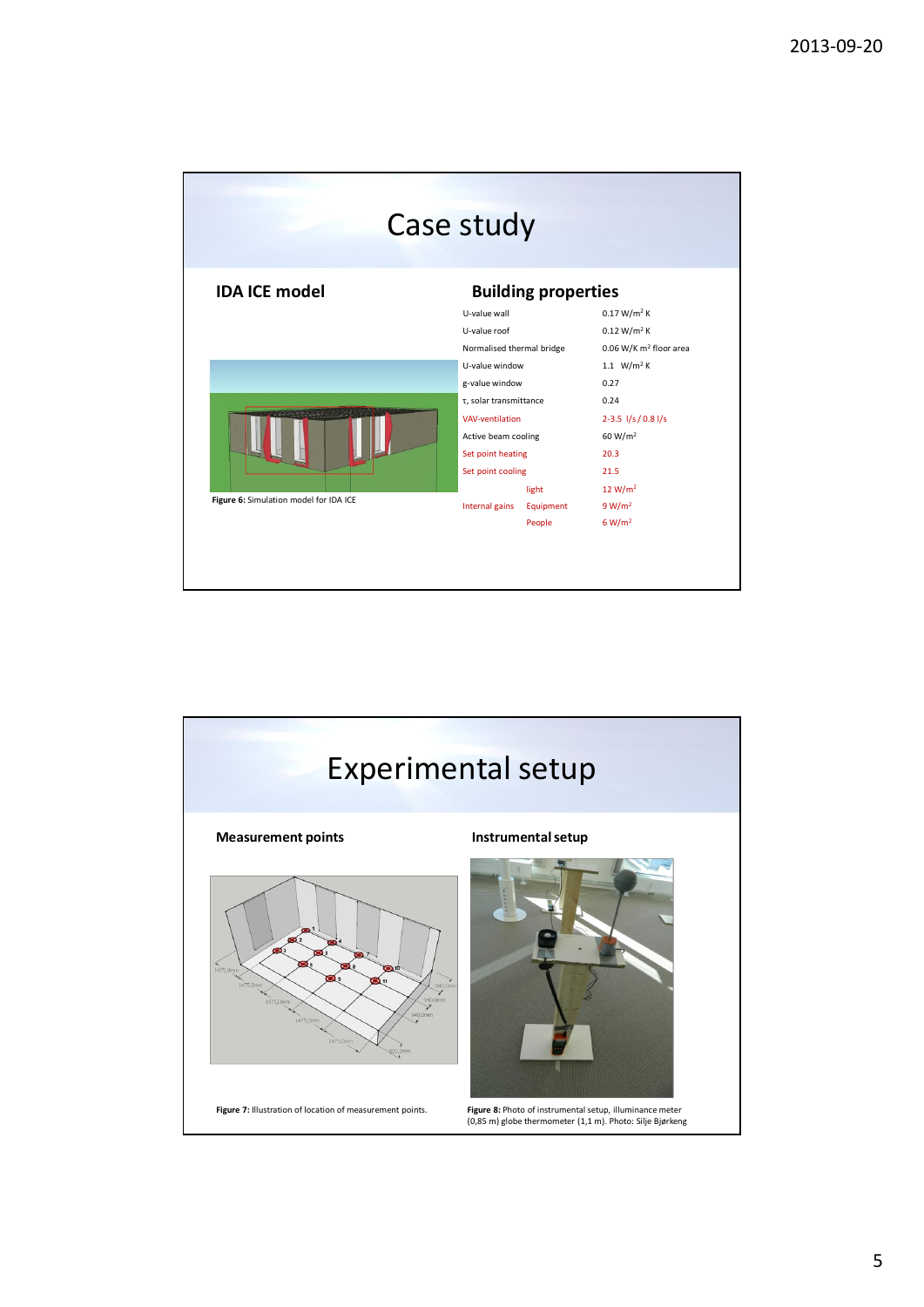# Case study

## IDA ICE model

**Figure 6:** Simulation model for IDA ICE

## Building properties

| Property | | Value |
|---|---|---|
| U-value wall | | 0.17 W/m² K |
| U-value roof | | 0.12 W/m² K |
| Normalised thermal bridge | | 0.06 W/K m² floor area |
| U-value window | | 1.1 W/m² K |
| g-value window | | 0.27 |
| τ, solar transmittance | | 0.24 |
| VAV-ventilation | | 2-3.5 l/s / 0.8 l/s |
| Active beam cooling | | 60 W/m² |
| Set point heating | | 20.3 |
| Set point cooling | | 21.5 |
| | light | 12 W/m² |
| Internal gains | Equipment | 9 W/m² |
| | People | 6 W/m² |

# Experimental setup

## Measurement points

**Figure 7:** Illustration of location of measurement points.

## Instrumental setup

**Figure 8:** Photo of instrumental setup, illuminance meter (0,85 m) globe thermometer (1,1 m). Photo: Silje Bjørkeng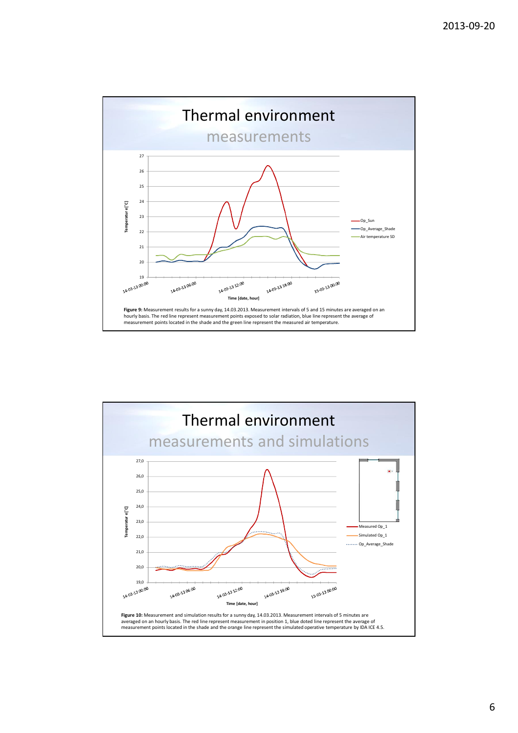# Thermal environment

## measurements

Figure 9: Measurement results for a sunny day, 14.03.2013. Measurement intervals of 5 and 15 minutes are averaged on an hourly basis. The red line represent measurement points exposed to solar radiation, blue line represent the average of measurement points located in the shade and the green line represent the measured air temperature.

# Thermal environment

## measurements and simulations

Figure 10: Measurement and simulation results for a sunny day, 14.03.2013. Measurement intervals of 5 minutes are averaged on an hourly basis. The red line represent measurement in position 1, blue doted line represent the average of measurement points located in the shade and the orange line represent the simulated operative temperature by IDA ICE 4.5.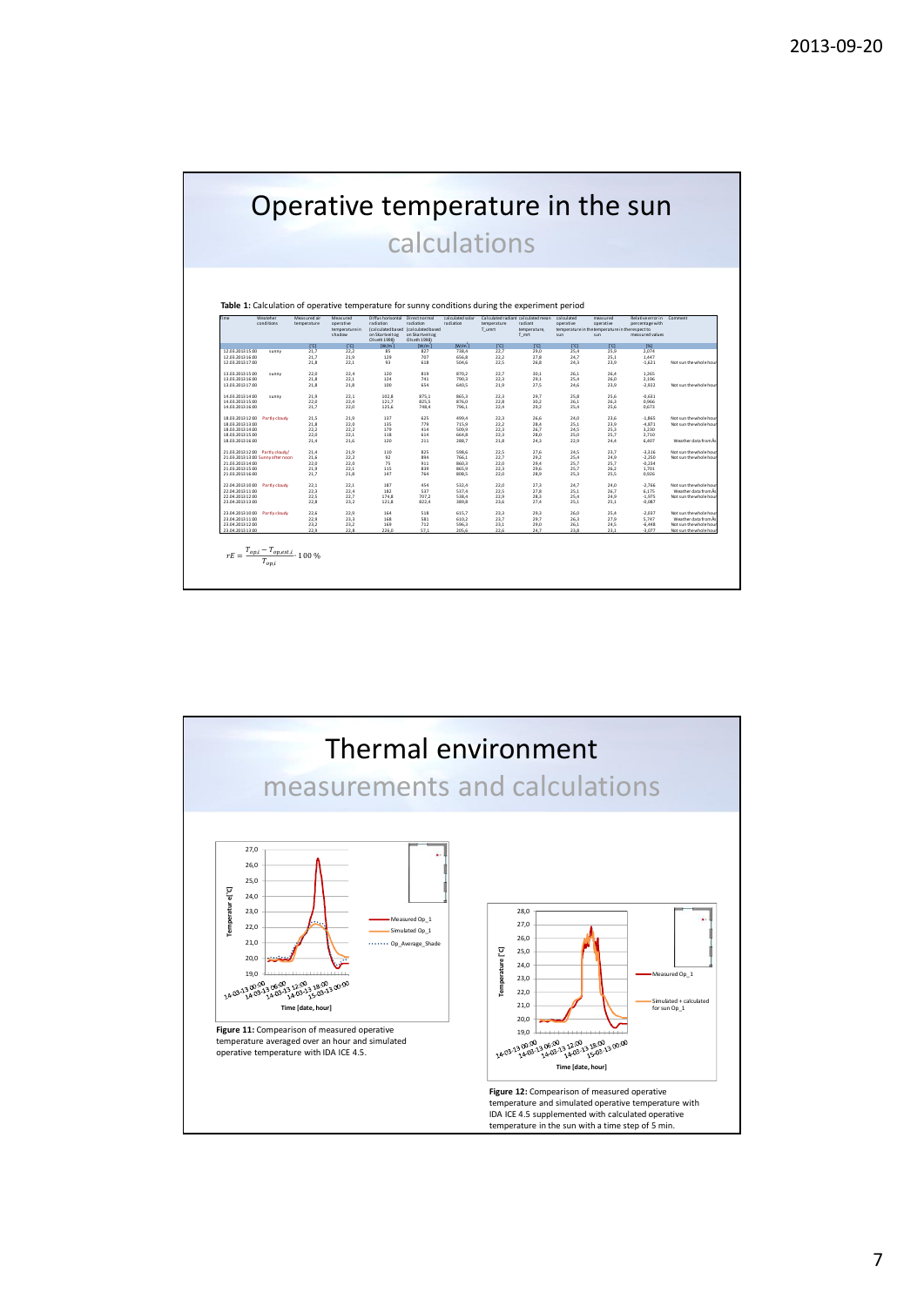# Operative temperature in the sun

## calculations

**Table 1:** Calculation of operative temperature for sunny conditions during the experiment period

| Time | Weather conditions | Measured air temperature | Measured operative temperature in shadow | Diffus horizontal radiation (calculated based on Skartveit og Olseth 1998) | Direct normal radiation (calculated based on Skartveit og Olseth 1998) | Calculated solar radiation | Calculated radiant temperature T_umrt | Calculated mean radiant temperature, T_mrt | Calculated operative temperature in the sun | Measured operative temperature in the sun | Relative error in percentage with respect to measured values | Comment |
|---|---|---|---|---|---|---|---|---|---|---|---|---|
| | | [°C] | [°C] | [W/m²] | [W/m²] | [W/m²] | [°C] | [°C] | [°C] | [°C] | [%] | |
| 12.03.2013 15:00 | sunny | 21,7 | 22,2 | 85 | 827 | 738,4 | 22,7 | 29,0 | 25,4 | 23,9 | 2,074 | |
| 12.03.2013 16:00 | | 21,7 | 21,9 | 120 | 797 | 656,8 | 22,2 | 27,8 | 24,7 | 25,1 | 1,447 | |
| 12.03.2013 17:00 | | 21,8 | 22,1 | 93 | 618 | 504,6 | 22,5 | 26,8 | 24,3 | 23,9 | -1,621 | Not sun the whole hour |
| 13.03.2013 15:00 | sunny | 22,0 | 22,4 | 120 | 818 | 870,2 | 22,7 | 30,1 | 26,1 | 26,4 | 1,265 | |
| 13.03.2013 16:00 | | 21,8 | 22,1 | 124 | 741 | 790,3 | 22,3 | 29,1 | 25,4 | 26,0 | 2,196 | |
| 13.03.2013 17:00 | | 21,8 | 21,8 | 100 | 654 | 640,5 | 21,9 | 27,5 | 24,6 | 23,9 | -2,922 | Not sun the whole hour |
| 14.03.2013 14:00 | sunny | 21,9 | 22,1 | 102,8 | 875,1 | 865,3 | 22,3 | 29,7 | 25,8 | 25,6 | -0,631 | |
| 14.03.2013 15:00 | | 22,0 | 22,4 | 121,7 | 825,5 | 876,0 | 22,8 | 30,2 | 26,1 | 26,3 | 0,966 | |
| 14.03.2013 16:00 | | 21,7 | 22,0 | 125,6 | 748,4 | 796,1 | 22,4 | 29,2 | 25,4 | 25,6 | 0,673 | |
| 18.03.2013 12:00 | Partly cloudy | 21,5 | 21,9 | 137 | 625 | 499,4 | 22,3 | 26,6 | 24,0 | 23,6 | -1,865 | Not sun the whole hour |
| 18.03.2013 13:00 | | 21,8 | 22,0 | 135 | 779 | 715,9 | 22,2 | 28,4 | 25,1 | 23,9 | -4,871 | Not sun the whole hour |
| 18.03.2013 14:00 | | 22,2 | 22,2 | 179 | 414 | 509,9 | 22,3 | 26,7 | 24,5 | 25,3 | 3,230 | |
| 18.03.2013 15:00 | | 22,0 | 22,1 | 138 | 614 | 664,8 | 22,3 | 28,0 | 25,0 | 25,7 | 2,710 | |
| 18.03.2013 16:00 | | 21,4 | 21,6 | 120 | 211 | 288,7 | 21,8 | 24,3 | 22,9 | 24,4 | 6,407 | Weather data from Ås |
| 21.03.2013 12:00 | Partly cloudy/ | 21,4 | 21,9 | 110 | 825 | 598,6 | 22,5 | 27,6 | 24,5 | 23,7 | -3,316 | Not sun the whole hour |
| 21.03.2013 13:00 | Sunny afternoon | 21,6 | 22,2 | 92 | 894 | 766,1 | 22,7 | 29,2 | 25,4 | 24,9 | -2,250 | Not sun the whole hour |
| 21.03.2013 14:00 | | 22,0 | 22,0 | 75 | 911 | 860,3 | 22,0 | 29,4 | 25,7 | 25,7 | -0,234 | |
| 21.03.2013 15:00 | | 21,9 | 22,1 | 115 | 839 | 860,9 | 22,3 | 29,6 | 25,7 | 26,2 | 1,701 | |
| 21.03.2013 16:00 | | 21,7 | 21,8 | 147 | 764 | 808,5 | 22,0 | 28,9 | 25,3 | 25,5 | 0,926 | |
| 22.04.2013 10:00 | Partly cloudy | 22,1 | 22,1 | 187 | 454 | 532,4 | 22,0 | 27,3 | 24,7 | 24,0 | -2,766 | Not sun the whole hour |
| 22.04.2013 11:00 | | 22,3 | 22,4 | 182 | 537 | 537,4 | 22,5 | 27,8 | 25,1 | 26,7 | 6,175 | Weather data from Ås |
| 22.04.2013 12:00 | | 22,5 | 22,7 | 174,8 | 707,2 | 538,4 | 22,9 | 28,3 | 25,4 | 24,9 | -1,975 | Not sun the whole hour |
| 22.04.2013 13:00 | | 22,8 | 23,2 | 121,8 | 822,4 | 389,8 | 23,6 | 27,4 | 25,1 | 25,1 | -0,087 | |
| 23.04.2013 10:00 | Partly cloudy | 22,6 | 22,9 | 164 | 518 | 615,7 | 23,3 | 29,3 | 26,0 | 25,4 | -2,037 | Not sun the whole hour |
| 23.04.2013 11:00 | | 22,9 | 23,3 | 168 | 581 | 610,2 | 23,7 | 29,7 | 26,3 | 27,9 | 5,747 | Weather data from Ås |
| 23.04.2013 12:00 | | 23,2 | 23,2 | 169 | 712 | 596,3 | 23,1 | 29,0 | 26,1 | 24,5 | -6,448 | Not sun the whole hour |
| 23.04.2013 13:00 | | 22,4 | 22,8 | 226,0 | 57,1 | 205,6 | 22,6 | 24,7 | 23,8 | 23,1 | -2,077 | Not sun the whole hour |

$$rE = \frac{T_{op,i} - T_{op,est,i}}{T_{op,i}} \cdot 100\ \%$$

# Thermal environment

## measurements and calculations

**Figure 11:** Compearison of measured operative temperature averaged over an hour and simulated operative temperature with IDA ICE 4.5.

**Figure 12:** Compearison of measured operative temperature and simulated operative temperature with IDA ICE 4.5 supplemented with calculated operative temperature in the sun with a time step of 5 min.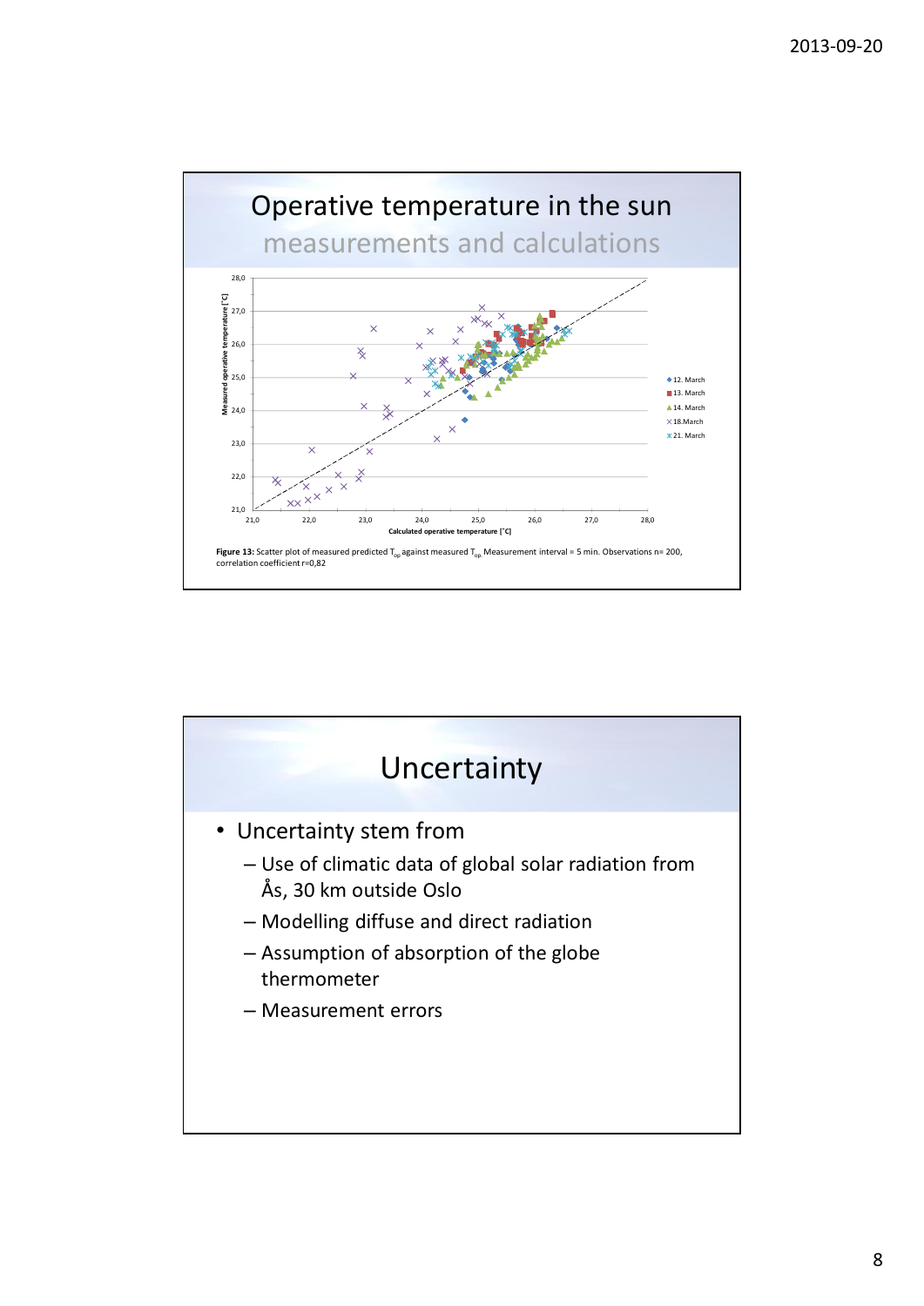# Operative temperature in the sun

## measurements and calculations

**Figure 13:** Scatter plot of measured predicted $T_{op}$ against measured $T_{op}$. Measurement interval = 5 min. Observations n= 200, correlation coefficient r=0,82

# Uncertainty

- Uncertainty stem from
  - Use of climatic data of global solar radiation from Ås, 30 km outside Oslo
  - Modelling diffuse and direct radiation
  - Assumption of absorption of the globe thermometer
  - Measurement errors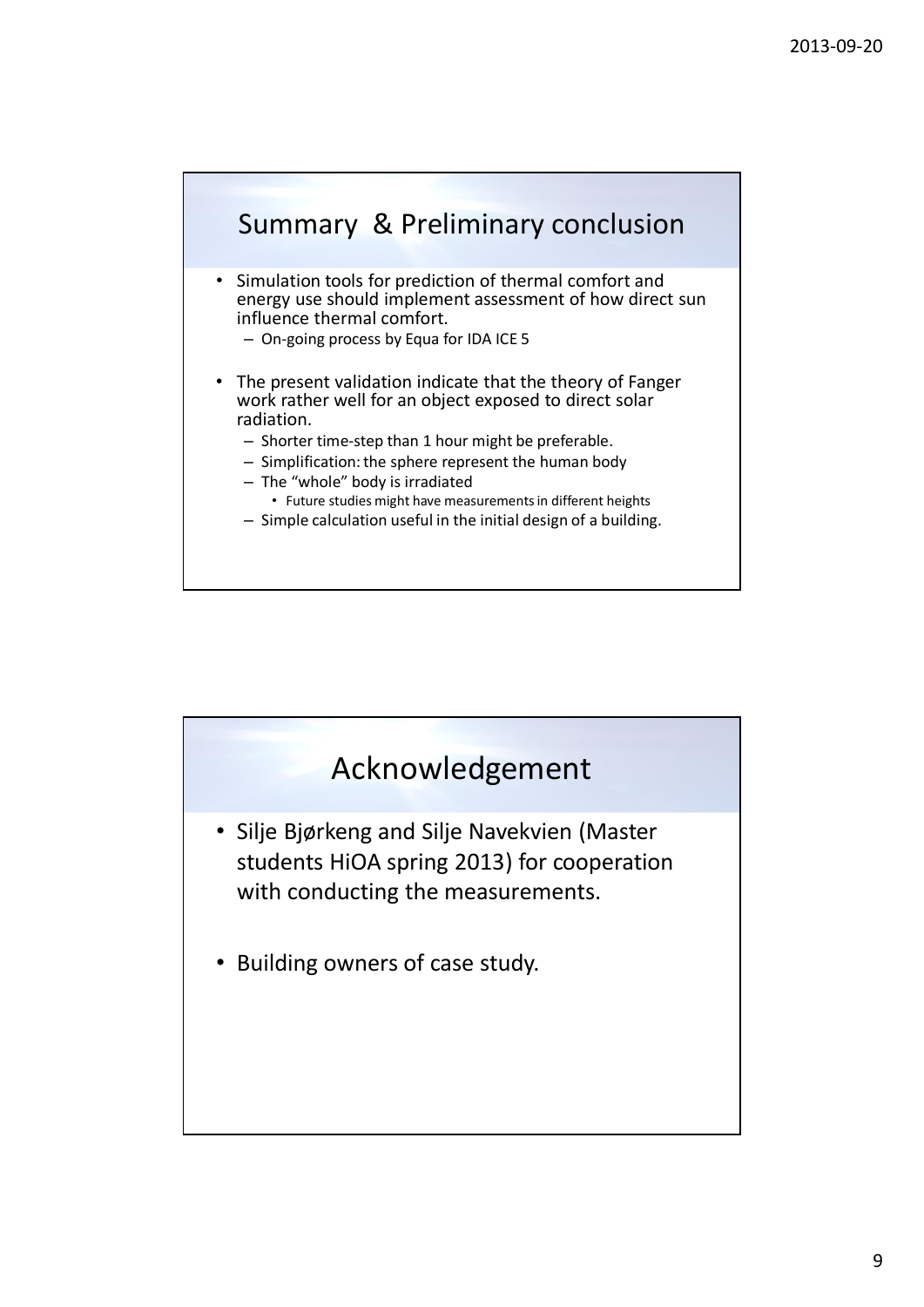## Summary & Preliminary conclusion

- Simulation tools for prediction of thermal comfort and energy use should implement assessment of how direct sun influence thermal comfort.
  - On-going process by Equa for IDA ICE 5
- The present validation indicate that the theory of Fanger work rather well for an object exposed to direct solar radiation.
  - Shorter time-step than 1 hour might be preferable.
  - Simplification: the sphere represent the human body
  - The "whole" body is irradiated
    - Future studies might have measurements in different heights
  - Simple calculation useful in the initial design of a building.

## Acknowledgement

- Silje Bjørkeng and Silje Navekvien (Master students HiOA spring 2013) for cooperation with conducting the measurements.
- Building owners of case study.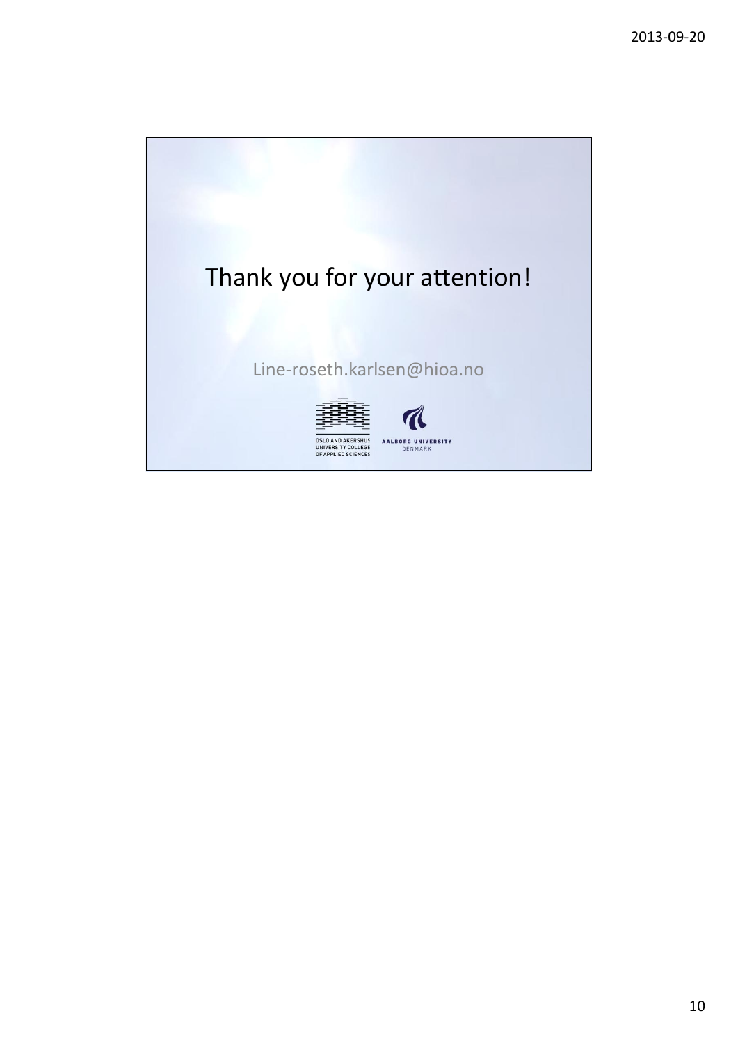# Thank you for your attention!

Line-roseth.karlsen@hioa.no

OSLO AND AKERSHUS UNIVERSITY COLLEGE OF APPLIED SCIENCES

AALBORG UNIVERSITY DENMARK